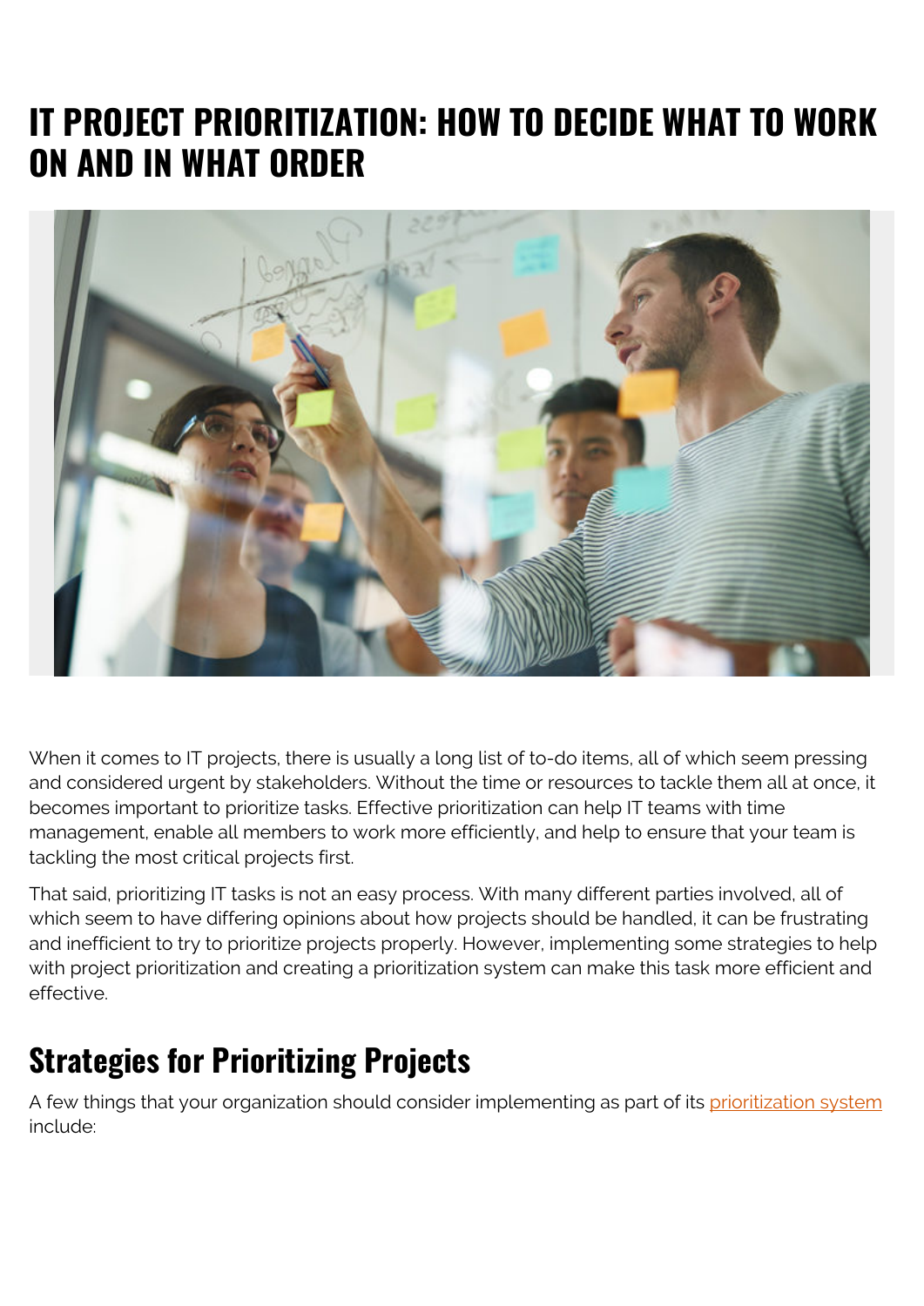# IT PROJECT PRIORITIZATION: HOW TO DECIDE WHAT TO WORK ON AND IN WHAT ORDER

When it comes to IT projects, there is usually a long list of to-do items, all of which seem pressing and considered urgent by stakeholders. Without the time or resources to tackle them all at once, it becomes important to prioritize tasks. Effective prioritization can help IT teams with time management, enable all members to work more efficiently, and help to ensure that your team is tackling the most critical projects first.

That said, prioritizing IT tasks is not an easy process. With many different parties involved, all of which seem to have differing opinions about how projects should be handled, it can be frustrating and inefficient to try to prioritize projects properly. However, implementing some strategies to help with project prioritization and creating a prioritization system can make this task more efficient and effective.

## Strategies for Prioritizing Projects

A few things that your organization should consider implementing as part of its prioritization system include: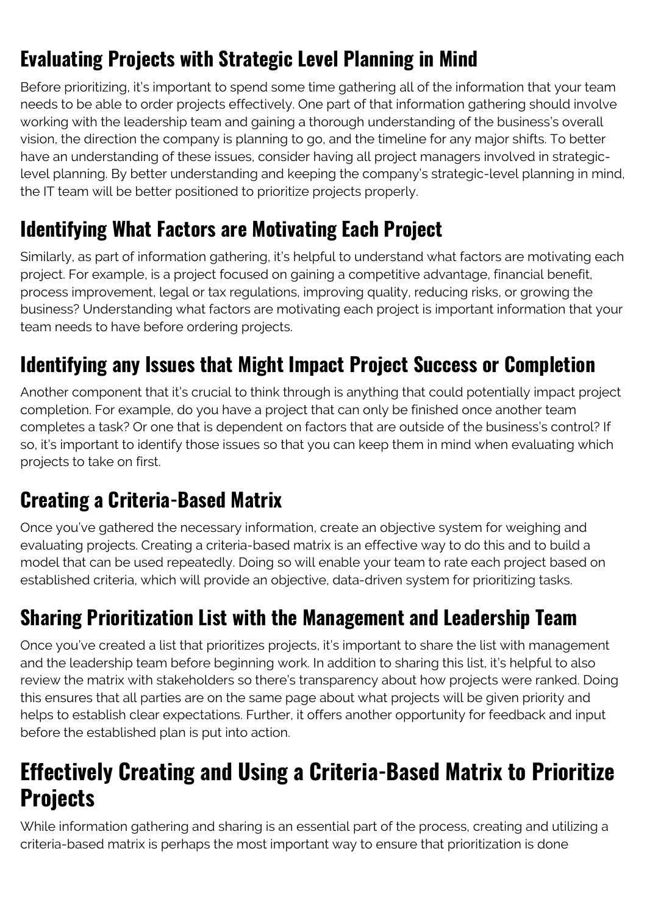## Evaluating Projects with Strategic Level Planning in Mind

Before prioritizing, it's important to spend some time gathering all of the information that your team needs to be able to order projects effectively. One part of that information gathering should involve working with the leadership team and gaining a thorough understanding of the business's overall vision, the direction the company is planning to go, and the timeline for any major shifts. To better have an understanding of these issues, consider having all project managers involved in strategic-level planning. By better understanding and keeping the company's strategic-level planning in mind, the IT team will be better positioned to prioritize projects properly.

## Identifying What Factors are Motivating Each Project

Similarly, as part of information gathering, it's helpful to understand what factors are motivating each project. For example, is a project focused on gaining a competitive advantage, financial benefit, process improvement, legal or tax regulations, improving quality, reducing risks, or growing the business? Understanding what factors are motivating each project is important information that your team needs to have before ordering projects.

## Identifying any Issues that Might Impact Project Success or Completion

Another component that it's crucial to think through is anything that could potentially impact project completion. For example, do you have a project that can only be finished once another team completes a task? Or one that is dependent on factors that are outside of the business's control? If so, it's important to identify those issues so that you can keep them in mind when evaluating which projects to take on first.

## Creating a Criteria-Based Matrix

Once you've gathered the necessary information, create an objective system for weighing and evaluating projects. Creating a criteria-based matrix is an effective way to do this and to build a model that can be used repeatedly. Doing so will enable your team to rate each project based on established criteria, which will provide an objective, data-driven system for prioritizing tasks.

## Sharing Prioritization List with the Management and Leadership Team

Once you've created a list that prioritizes projects, it's important to share the list with management and the leadership team before beginning work. In addition to sharing this list, it's helpful to also review the matrix with stakeholders so there's transparency about how projects were ranked. Doing this ensures that all parties are on the same page about what projects will be given priority and helps to establish clear expectations. Further, it offers another opportunity for feedback and input before the established plan is put into action.

# Effectively Creating and Using a Criteria-Based Matrix to Prioritize Projects

While information gathering and sharing is an essential part of the process, creating and utilizing a criteria-based matrix is perhaps the most important way to ensure that prioritization is done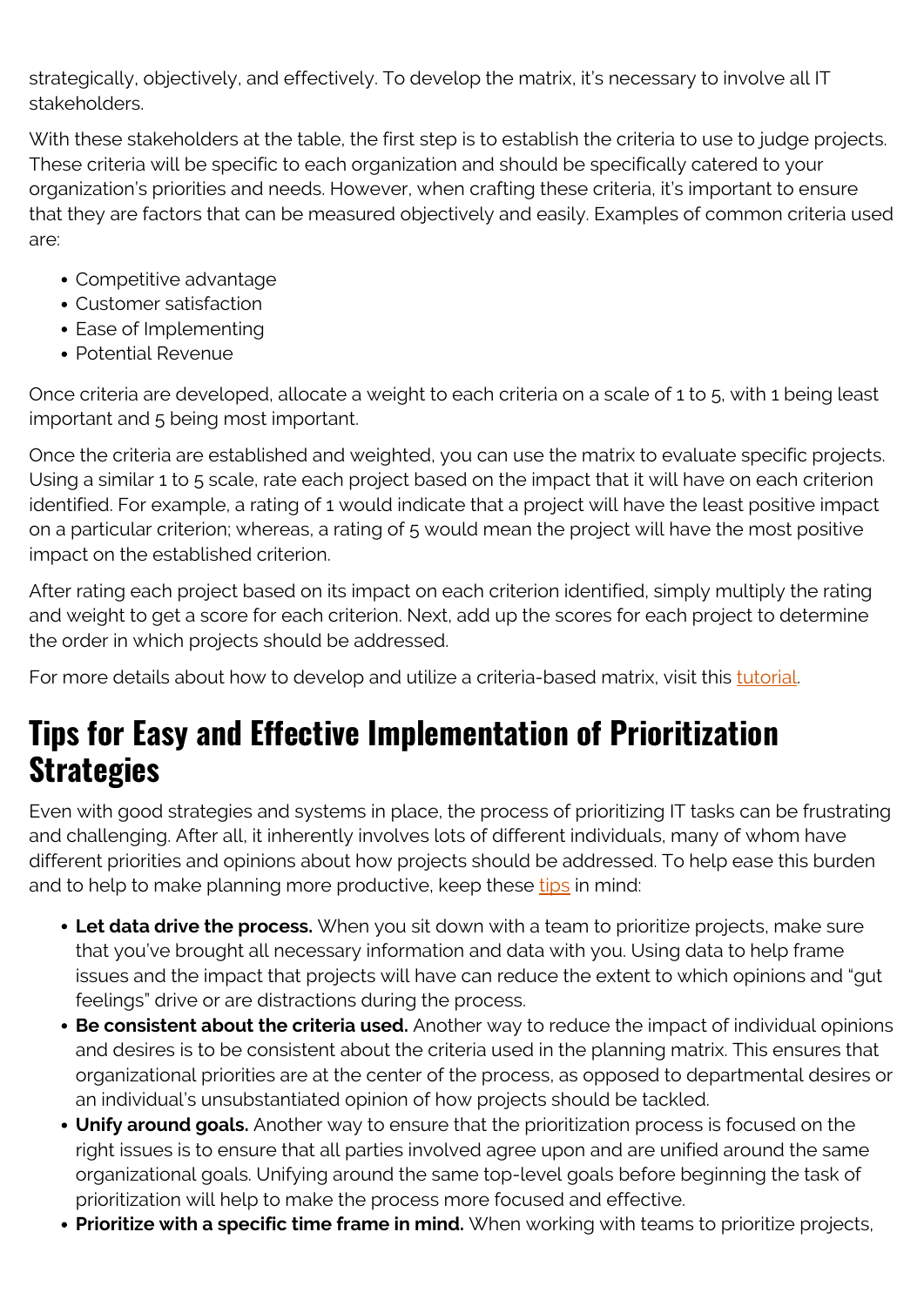strategically, objectively, and effectively. To develop the matrix, it's necessary to involve all IT stakeholders.

With these stakeholders at the table, the first step is to establish the criteria to use to judge projects. These criteria will be specific to each organization and should be specifically catered to your organization's priorities and needs. However, when crafting these criteria, it's important to ensure that they are factors that can be measured objectively and easily. Examples of common criteria used are:

- Competitive advantage
- Customer satisfaction
- Ease of Implementing
- Potential Revenue

Once criteria are developed, allocate a weight to each criteria on a scale of 1 to 5, with 1 being least important and 5 being most important.

Once the criteria are established and weighted, you can use the matrix to evaluate specific projects. Using a similar 1 to 5 scale, rate each project based on the impact that it will have on each criterion identified. For example, a rating of 1 would indicate that a project will have the least positive impact on a particular criterion; whereas, a rating of 5 would mean the project will have the most positive impact on the established criterion.

After rating each project based on its impact on each criterion identified, simply multiply the rating and weight to get a score for each criterion. Next, add up the scores for each project to determine the order in which projects should be addressed.

For more details about how to develop and utilize a criteria-based matrix, visit this tutorial.

## Tips for Easy and Effective Implementation of Prioritization Strategies

Even with good strategies and systems in place, the process of prioritizing IT tasks can be frustrating and challenging. After all, it inherently involves lots of different individuals, many of whom have different priorities and opinions about how projects should be addressed. To help ease this burden and to help to make planning more productive, keep these tips in mind:

- **Let data drive the process.** When you sit down with a team to prioritize projects, make sure that you've brought all necessary information and data with you. Using data to help frame issues and the impact that projects will have can reduce the extent to which opinions and "gut feelings" drive or are distractions during the process.
- **Be consistent about the criteria used.** Another way to reduce the impact of individual opinions and desires is to be consistent about the criteria used in the planning matrix. This ensures that organizational priorities are at the center of the process, as opposed to departmental desires or an individual's unsubstantiated opinion of how projects should be tackled.
- **Unify around goals.** Another way to ensure that the prioritization process is focused on the right issues is to ensure that all parties involved agree upon and are unified around the same organizational goals. Unifying around the same top-level goals before beginning the task of prioritization will help to make the process more focused and effective.
- **Prioritize with a specific time frame in mind.** When working with teams to prioritize projects,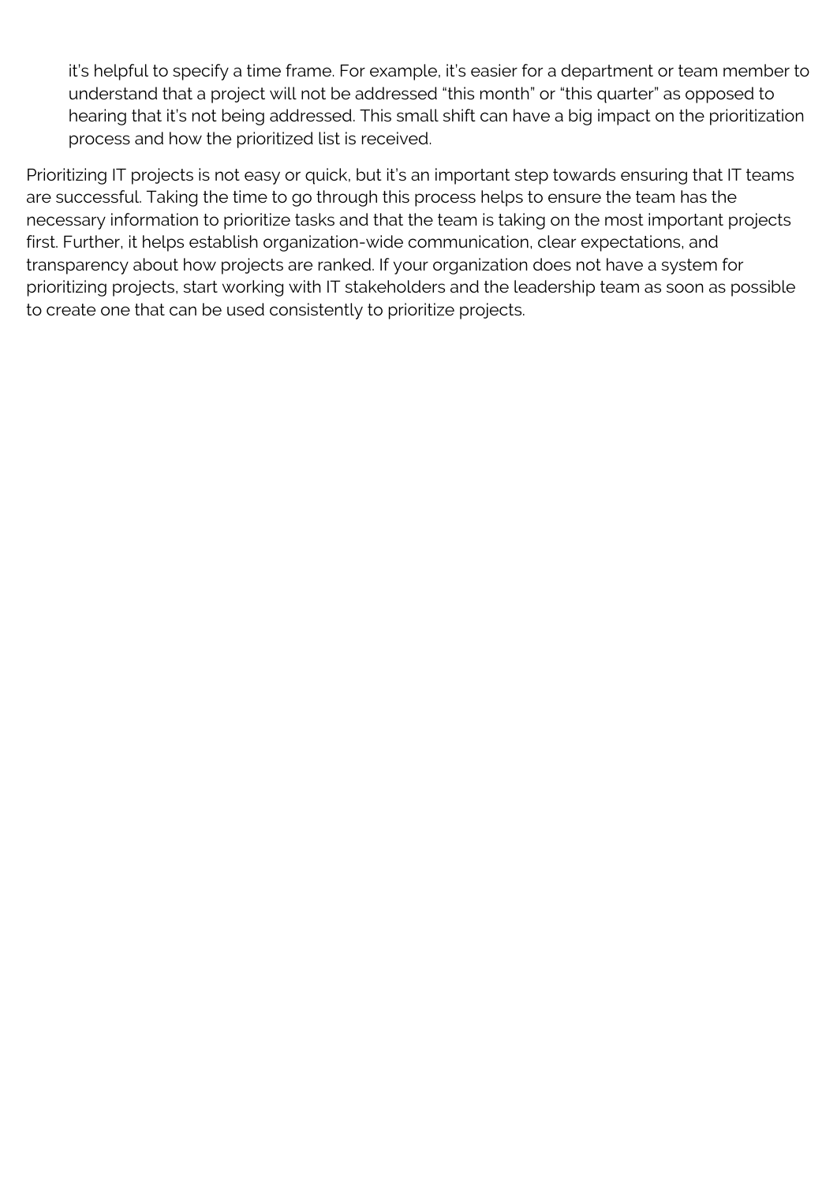it's helpful to specify a time frame. For example, it's easier for a department or team member to understand that a project will not be addressed "this month" or "this quarter" as opposed to hearing that it's not being addressed. This small shift can have a big impact on the prioritization process and how the prioritized list is received.

Prioritizing IT projects is not easy or quick, but it's an important step towards ensuring that IT teams are successful. Taking the time to go through this process helps to ensure the team has the necessary information to prioritize tasks and that the team is taking on the most important projects first. Further, it helps establish organization-wide communication, clear expectations, and transparency about how projects are ranked. If your organization does not have a system for prioritizing projects, start working with IT stakeholders and the leadership team as soon as possible to create one that can be used consistently to prioritize projects.